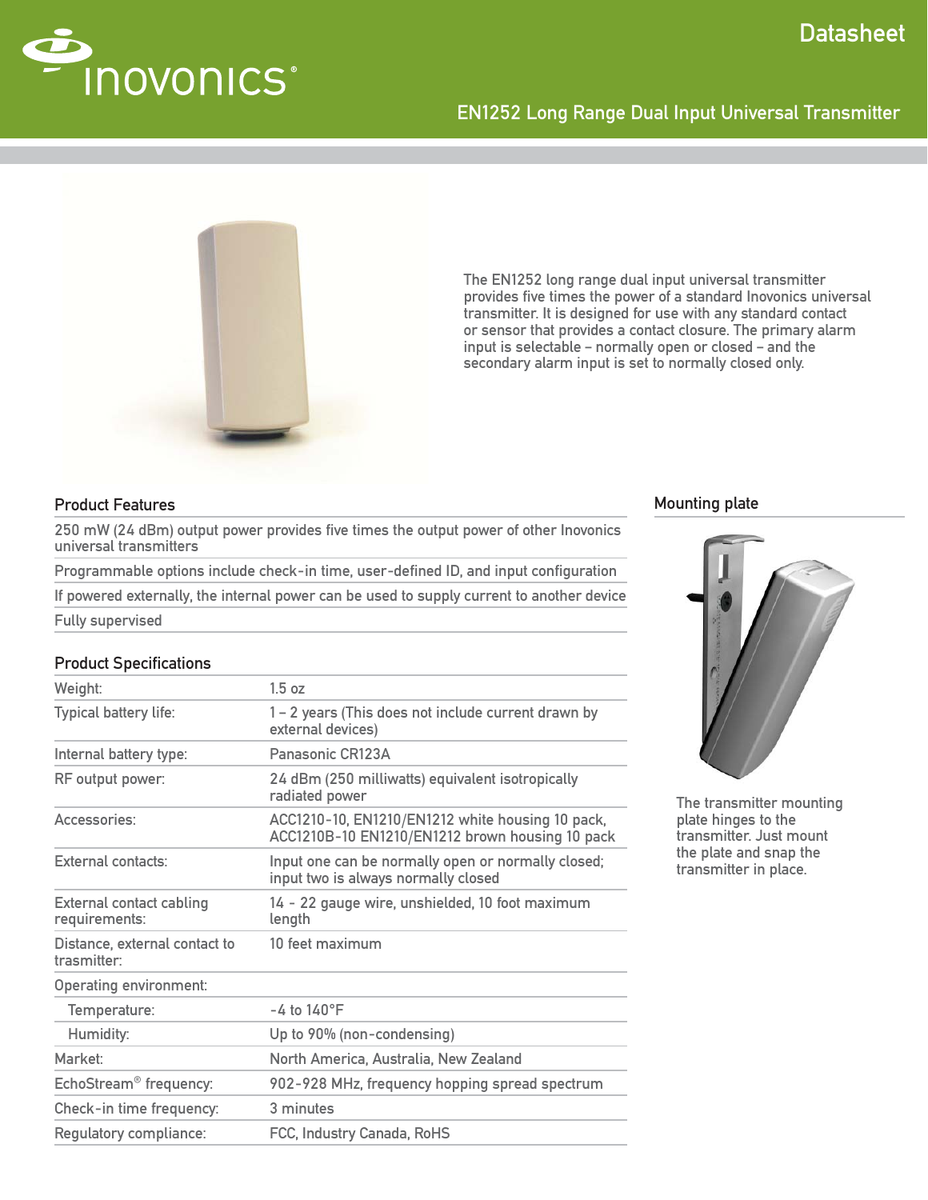# Datasheet

## EN1252 Long Range Dual Input Universal Transmitter

The EN1252 long range dual input universal transmitter provides five times the power of a standard Inovonics universal transmitter. It is designed for use with any standard contact or sensor that provides a contact closure. The primary alarm input is selectable – normally open or closed – and the secondary alarm input is set to normally closed only.

### Product Features

- 250 mW (24 dBm) output power provides five times the output power of other Inovonics universal transmitters
- Programmable options include check-in time, user-defined ID, and input configuration
- If powered externally, the internal power can be used to supply current to another device
- Fully supervised

### Product Specifications

| | |
|---|---|
| Weight: | 1.5 oz |
| Typical battery life: | 1 – 2 years (This does not include current drawn by external devices) |
| Internal battery type: | Panasonic CR123A |
| RF output power: | 24 dBm (250 milliwatts) equivalent isotropically radiated power |
| Accessories: | ACC1210-10, EN1210/EN1212 white housing 10 pack, ACC1210B-10 EN1210/EN1212 brown housing 10 pack |
| External contacts: | Input one can be normally open or normally closed; input two is always normally closed |
| External contact cabling requirements: | 14 - 22 gauge wire, unshielded, 10 foot maximum length |
| Distance, external contact to trasmitter: | 10 feet maximum |
| Operating environment: | |
| Temperature: | -4 to 140°F |
| Humidity: | Up to 90% (non-condensing) |
| Market: | North America, Australia, New Zealand |
| EchoStream® frequency: | 902-928 MHz, frequency hopping spread spectrum |
| Check-in time frequency: | 3 minutes |
| Regulatory compliance: | FCC, Industry Canada, RoHS |

### Mounting plate

The transmitter mounting plate hinges to the transmitter. Just mount the plate and snap the transmitter in place.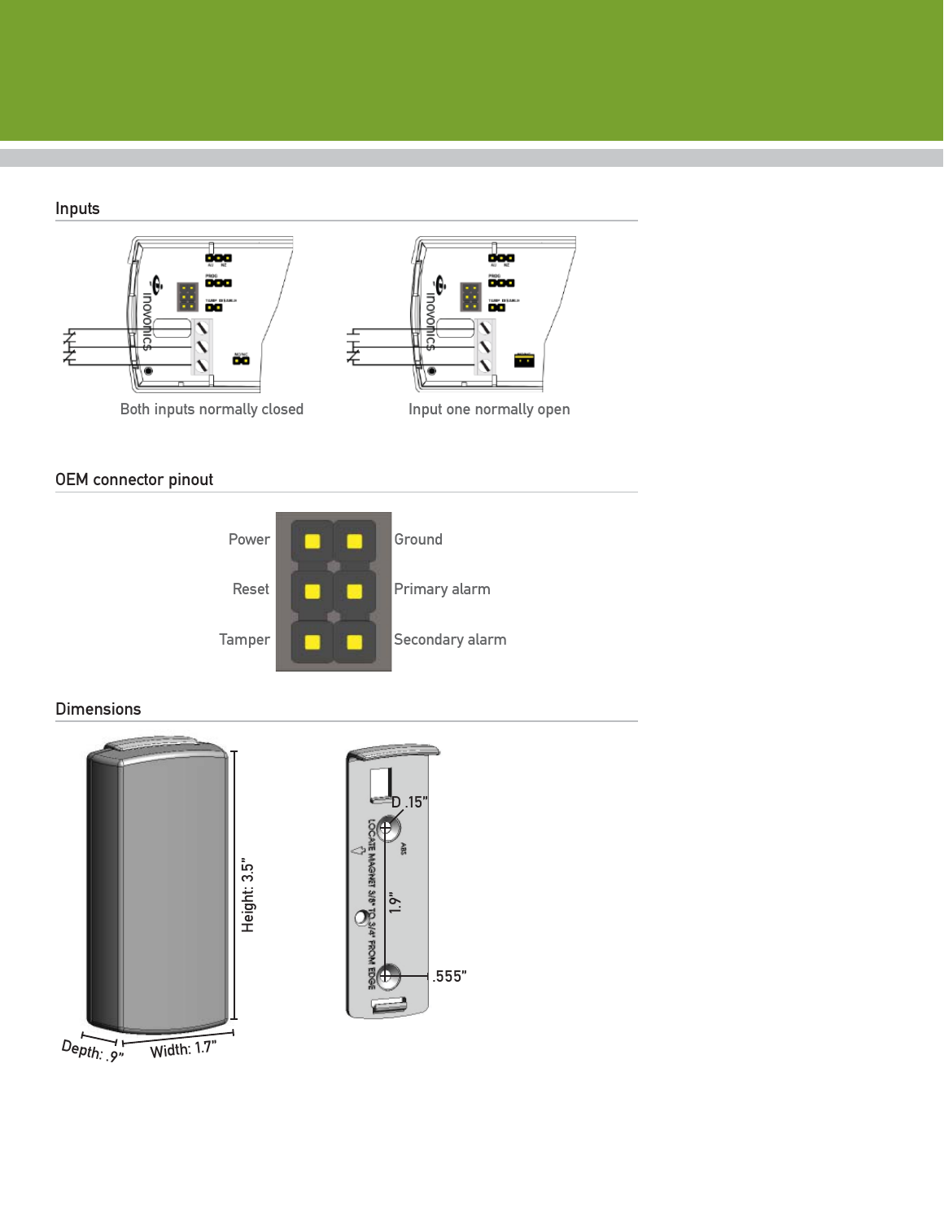## Inputs

Both inputs normally closed

Input one normally open

## OEM connector pinout

| | | |
|---|---|---|
| Power | | Ground |
| Reset | | Primary alarm |
| Tamper | | Secondary alarm |

## Dimensions

Height: 3.5"

Depth: .9"

Width: 1.7"

D .15"

1.9"

.555"

LOCATE MAGNET 3/8" TO 3/4" FROM EDGE

ABS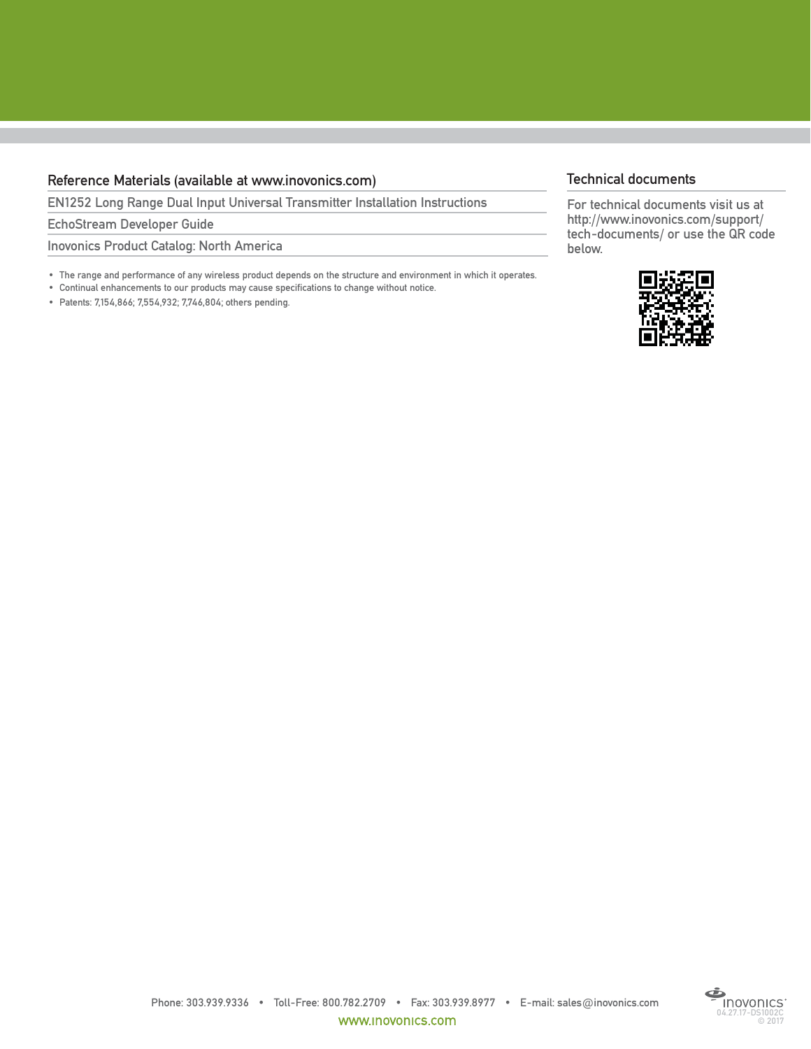## Reference Materials (available at www.inovonics.com)

EN1252 Long Range Dual Input Universal Transmitter Installation Instructions

EchoStream Developer Guide

Inovonics Product Catalog: North America

- The range and performance of any wireless product depends on the structure and environment in which it operates.
- Continual enhancements to our products may cause specifications to change without notice.
- Patents: 7,154,866; 7,554,932; 7,746,804; others pending.

## Technical documents

For technical documents visit us at http://www.inovonics.com/support/tech-documents/ or use the QR code below.

Phone: 303.939.9336 • Toll-Free: 800.782.2709 • Fax: 303.939.8977 • E-mail: sales@inovonics.com

www.inovonics.com

04.27.17-DS1002C
© 2017